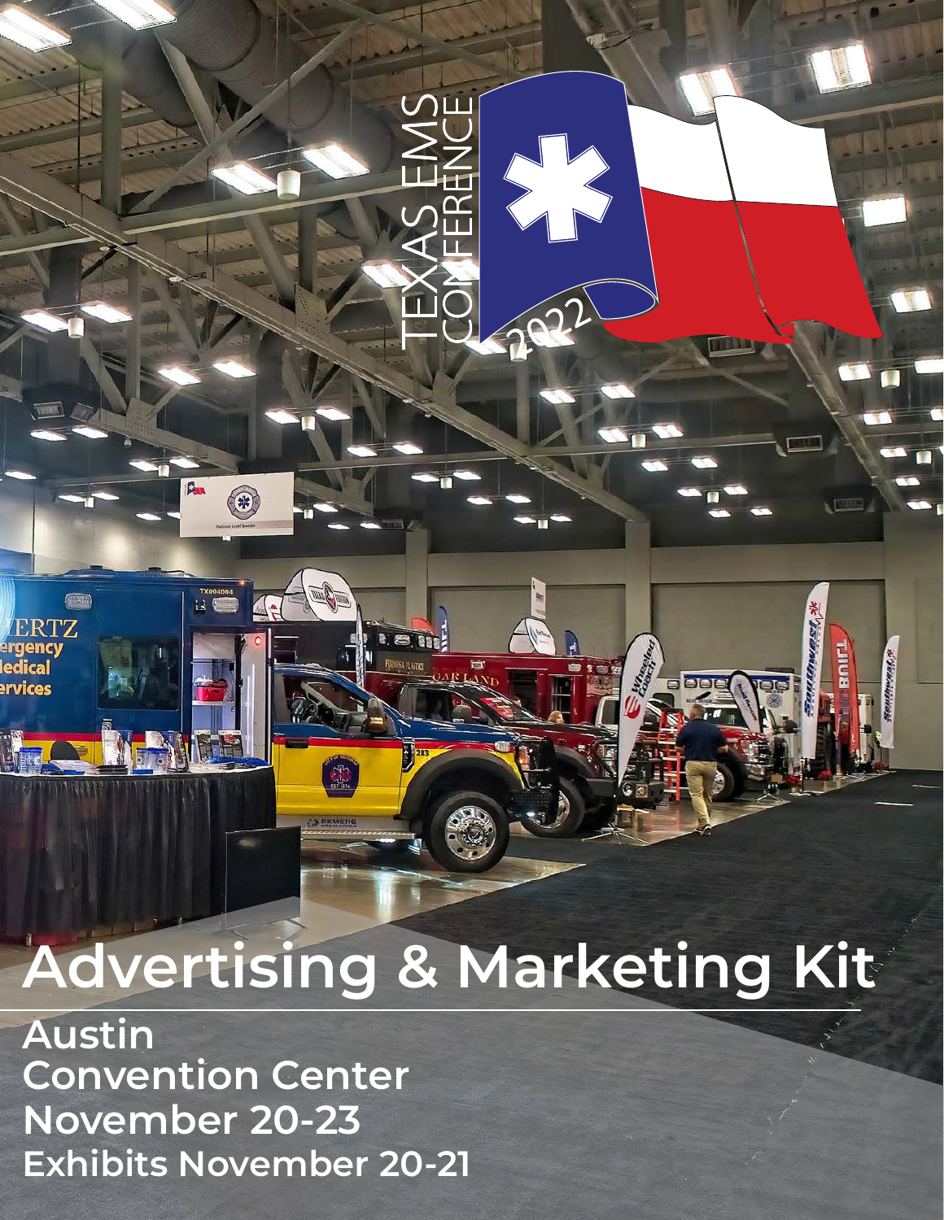TEXAS EMS CONFERENCE 2022

# Advertising & Marketing Kit

**Austin Convention Center**
**November 20-23**
**Exhibits November 20-21**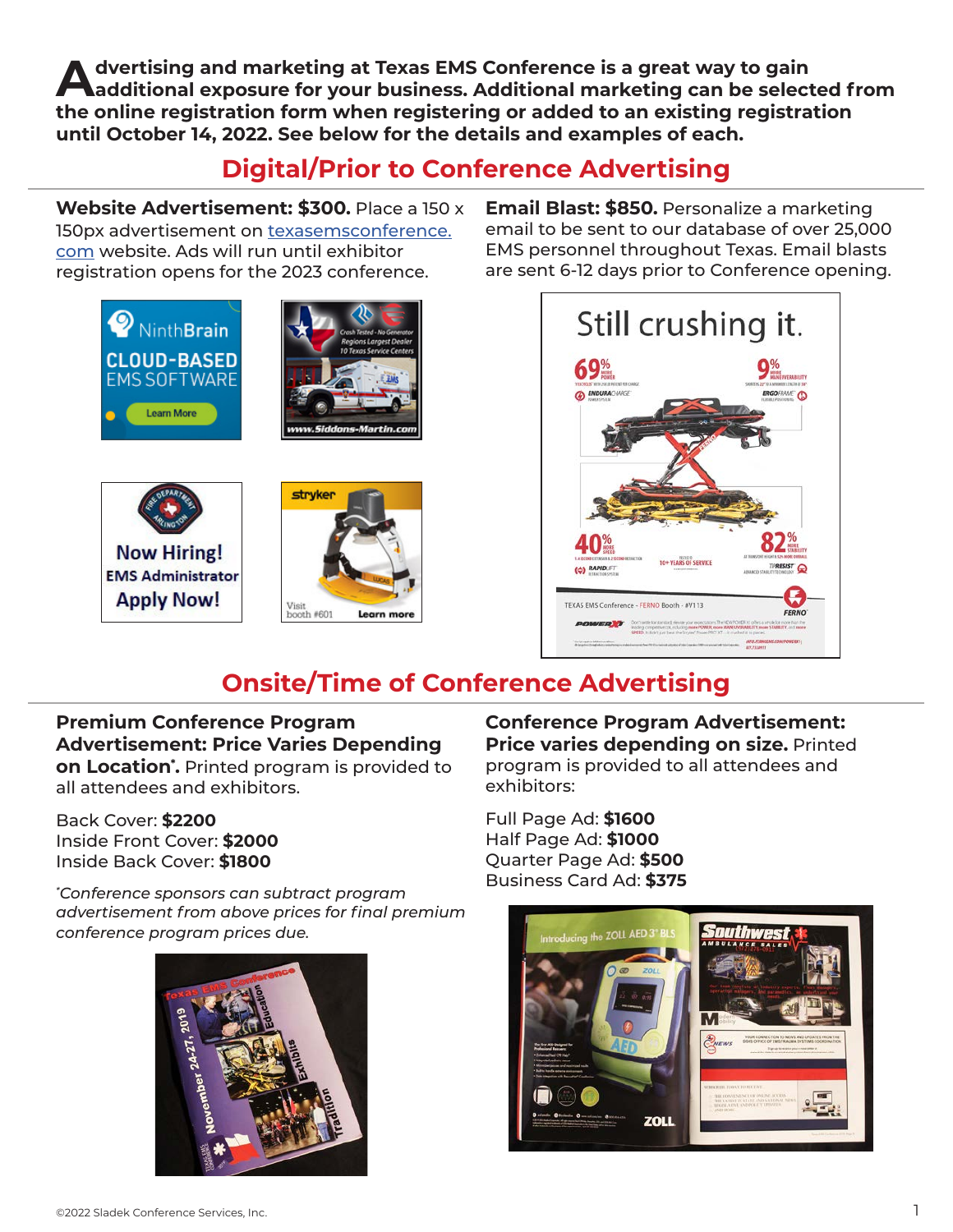**Advertising and marketing at Texas EMS Conference is a great way to gain additional exposure for your business. Additional marketing can be selected from the online registration form when registering or added to an existing registration until October 14, 2022. See below for the details and examples of each.**

## Digital/Prior to Conference Advertising

**Website Advertisement: $300.** Place a 150 x 150px advertisement on texasemsconference.com website. Ads will run until exhibitor registration opens for the 2023 conference.

**Email Blast: $850.** Personalize a marketing email to be sent to our database of over 25,000 EMS personnel throughout Texas. Email blasts are sent 6-12 days prior to Conference opening.

## Onsite/Time of Conference Advertising

**Premium Conference Program Advertisement: Price Varies Depending on Location*.** Printed program is provided to all attendees and exhibitors.

Back Cover: **$2200**
Inside Front Cover: **$2000**
Inside Back Cover: **$1800**

*\*Conference sponsors can subtract program advertisement from above prices for final premium conference program prices due.*

**Conference Program Advertisement: Price varies depending on size.** Printed program is provided to all attendees and exhibitors:

Full Page Ad: **$1600**
Half Page Ad: **$1000**
Quarter Page Ad: **$500**
Business Card Ad: **$375**

©2022 Sladek Conference Services, Inc.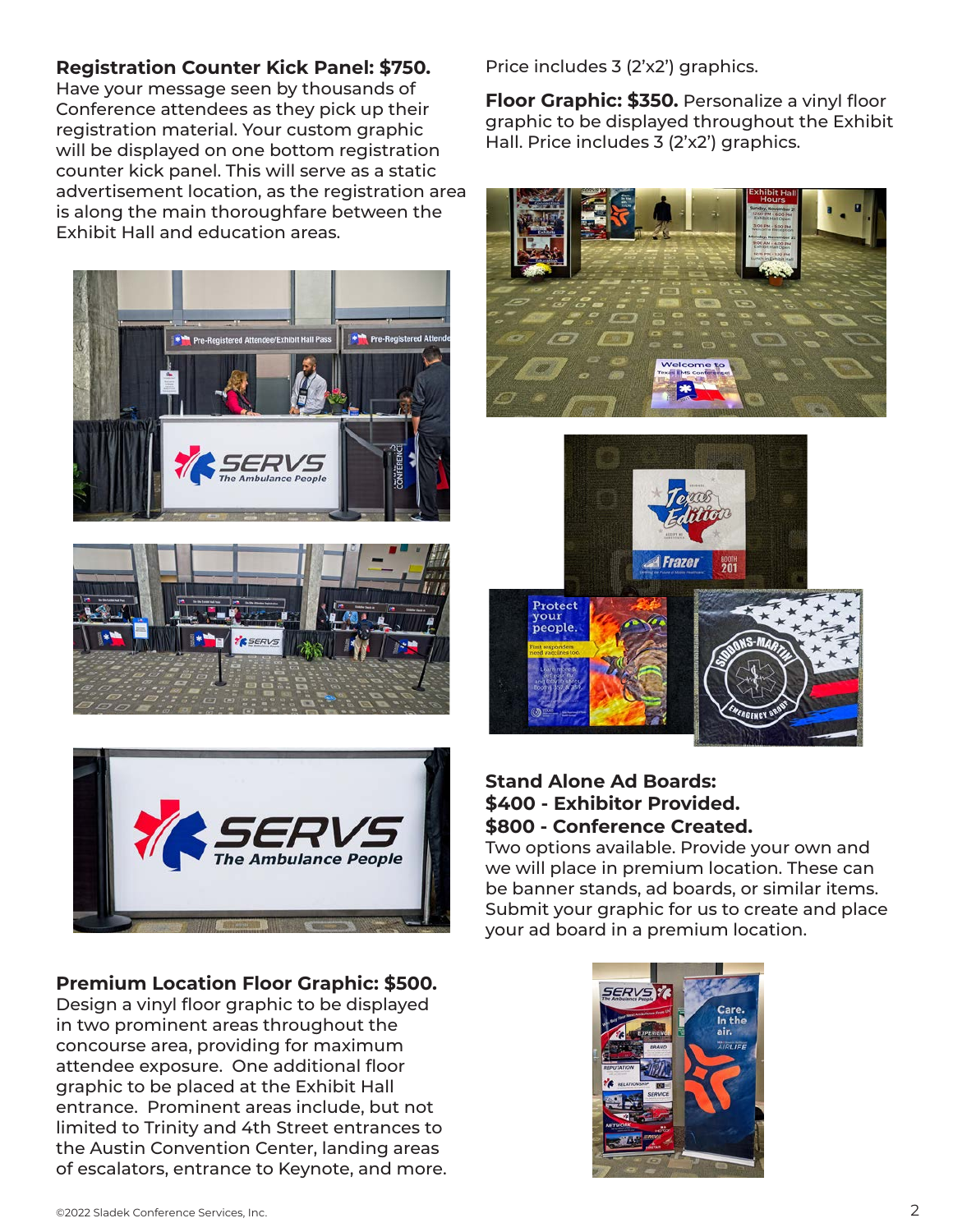**Registration Counter Kick Panel: $750.**
Have your message seen by thousands of Conference attendees as they pick up their registration material. Your custom graphic will be displayed on one bottom registration counter kick panel. This will serve as a static advertisement location, as the registration area is along the main thoroughfare between the Exhibit Hall and education areas.

**Premium Location Floor Graphic: $500.**
Design a vinyl floor graphic to be displayed in two prominent areas throughout the concourse area, providing for maximum attendee exposure. One additional floor graphic to be placed at the Exhibit Hall entrance. Prominent areas include, but not limited to Trinity and 4th Street entrances to the Austin Convention Center, landing areas of escalators, entrance to Keynote, and more. Price includes 3 (2'x2') graphics.

**Floor Graphic: $350.** Personalize a vinyl floor graphic to be displayed throughout the Exhibit Hall. Price includes 3 (2'x2') graphics.

**Stand Alone Ad Boards:**
**$400 - Exhibitor Provided.**
**$800 - Conference Created.**
Two options available. Provide your own and we will place in premium location. These can be banner stands, ad boards, or similar items. Submit your graphic for us to create and place your ad board in a premium location.

©2022 Sladek Conference Services, Inc.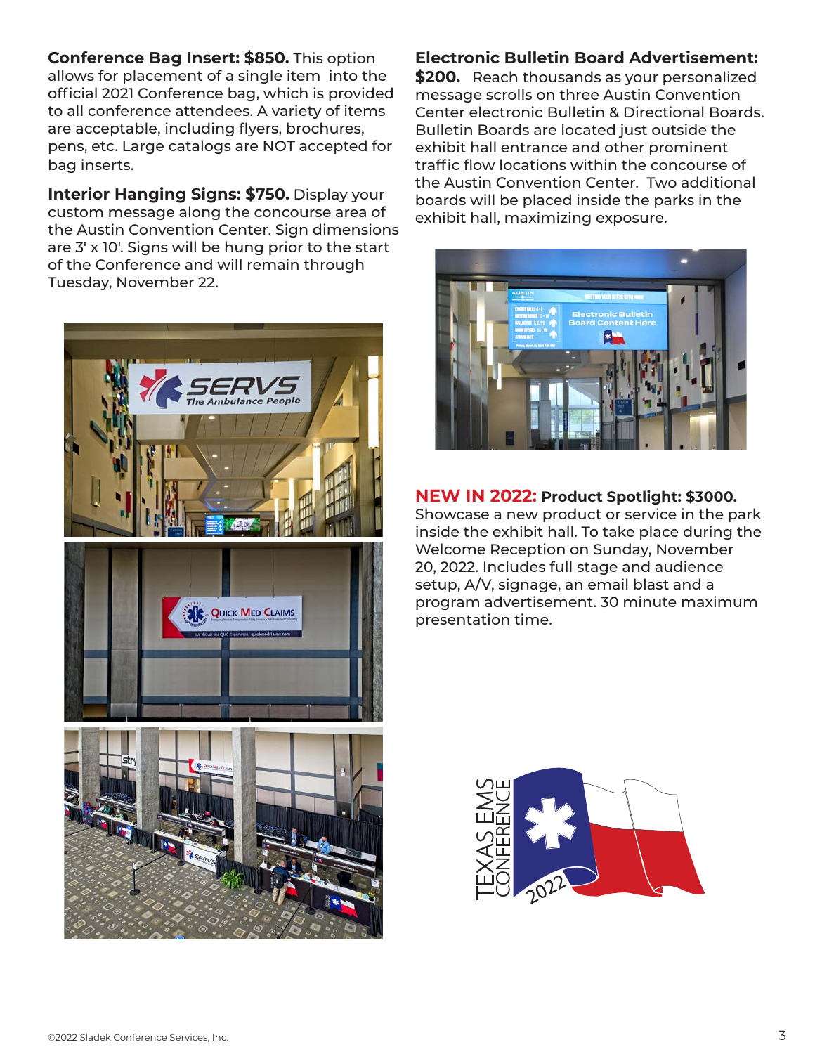**Conference Bag Insert: $850.** This option allows for placement of a single item into the official 2021 Conference bag, which is provided to all conference attendees. A variety of items are acceptable, including flyers, brochures, pens, etc. Large catalogs are NOT accepted for bag inserts.

**Interior Hanging Signs: $750.** Display your custom message along the concourse area of the Austin Convention Center. Sign dimensions are 3' x 10'. Signs will be hung prior to the start of the Conference and will remain through Tuesday, November 22.

**Electronic Bulletin Board Advertisement: $200.** Reach thousands as your personalized message scrolls on three Austin Convention Center electronic Bulletin & Directional Boards. Bulletin Boards are located just outside the exhibit hall entrance and other prominent traffic flow locations within the concourse of the Austin Convention Center. Two additional boards will be placed inside the parks in the exhibit hall, maximizing exposure.

**NEW IN 2022: Product Spotlight: $3000.** Showcase a new product or service in the park inside the exhibit hall. To take place during the Welcome Reception on Sunday, November 20, 2022. Includes full stage and audience setup, A/V, signage, an email blast and a program advertisement. 30 minute maximum presentation time.

©2022 Sladek Conference Services, Inc.